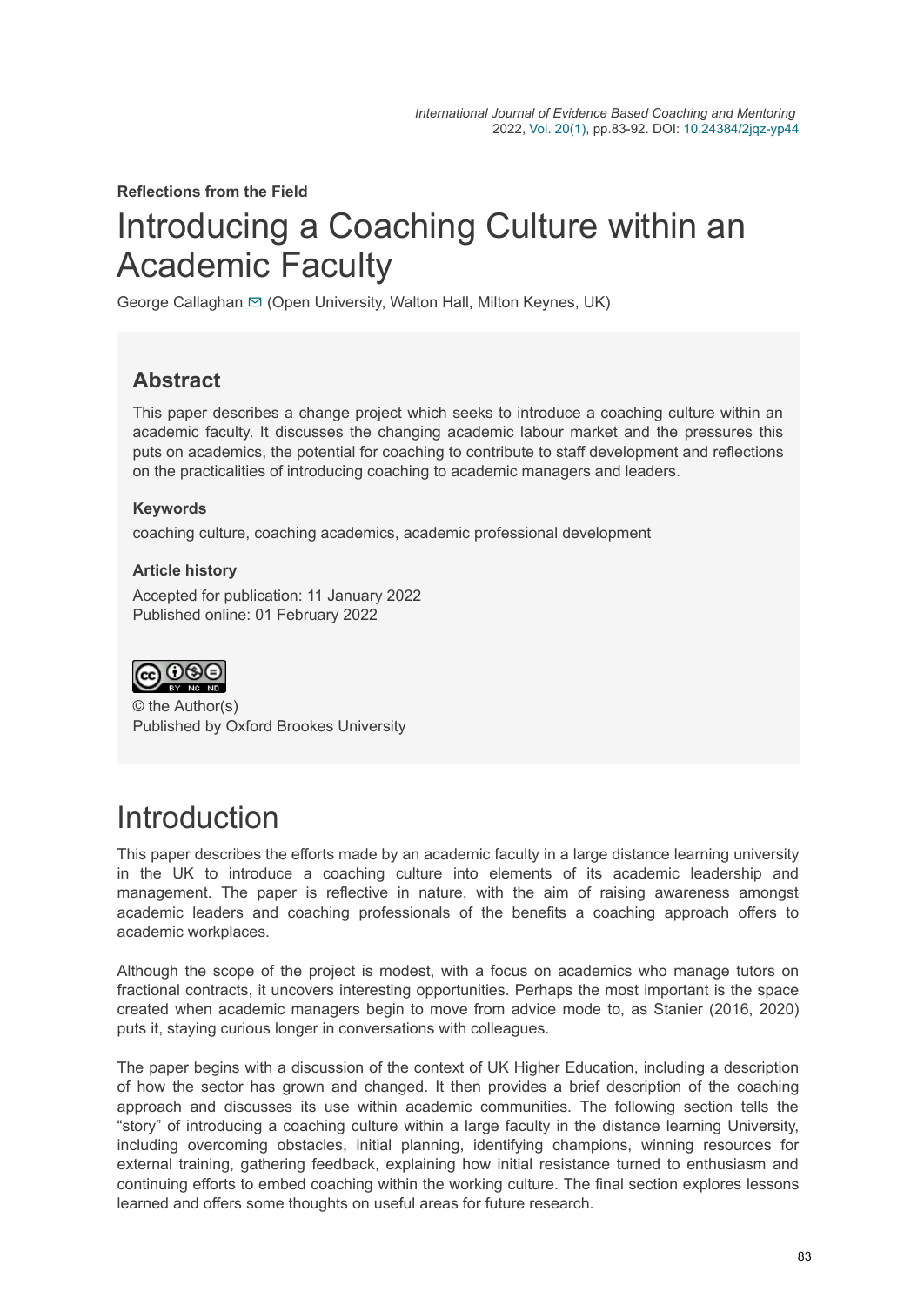Reflections from the Field

# Introducing a Coaching Culture within an Academic Faculty

George Callaghan (Open University, Walton Hall, Milton Keynes, UK)

## Abstract

This paper describes a change project which seeks to introduce a coaching culture within an academic faculty. It discusses the changing academic labour market and the pressures this puts on academics, the potential for coaching to contribute to staff development and reflections on the practicalities of introducing coaching to academic managers and leaders.

### Keywords

coaching culture, coaching academics, academic professional development

### Article history

Accepted for publication: 11 January 2022
Published online: 01 February 2022

© the Author(s)
Published by Oxford Brookes University

# Introduction

This paper describes the efforts made by an academic faculty in a large distance learning university in the UK to introduce a coaching culture into elements of its academic leadership and management. The paper is reflective in nature, with the aim of raising awareness amongst academic leaders and coaching professionals of the benefits a coaching approach offers to academic workplaces.

Although the scope of the project is modest, with a focus on academics who manage tutors on fractional contracts, it uncovers interesting opportunities. Perhaps the most important is the space created when academic managers begin to move from advice mode to, as Stanier (2016, 2020) puts it, staying curious longer in conversations with colleagues.

The paper begins with a discussion of the context of UK Higher Education, including a description of how the sector has grown and changed. It then provides a brief description of the coaching approach and discusses its use within academic communities. The following section tells the "story" of introducing a coaching culture within a large faculty in the distance learning University, including overcoming obstacles, initial planning, identifying champions, winning resources for external training, gathering feedback, explaining how initial resistance turned to enthusiasm and continuing efforts to embed coaching within the working culture. The final section explores lessons learned and offers some thoughts on useful areas for future research.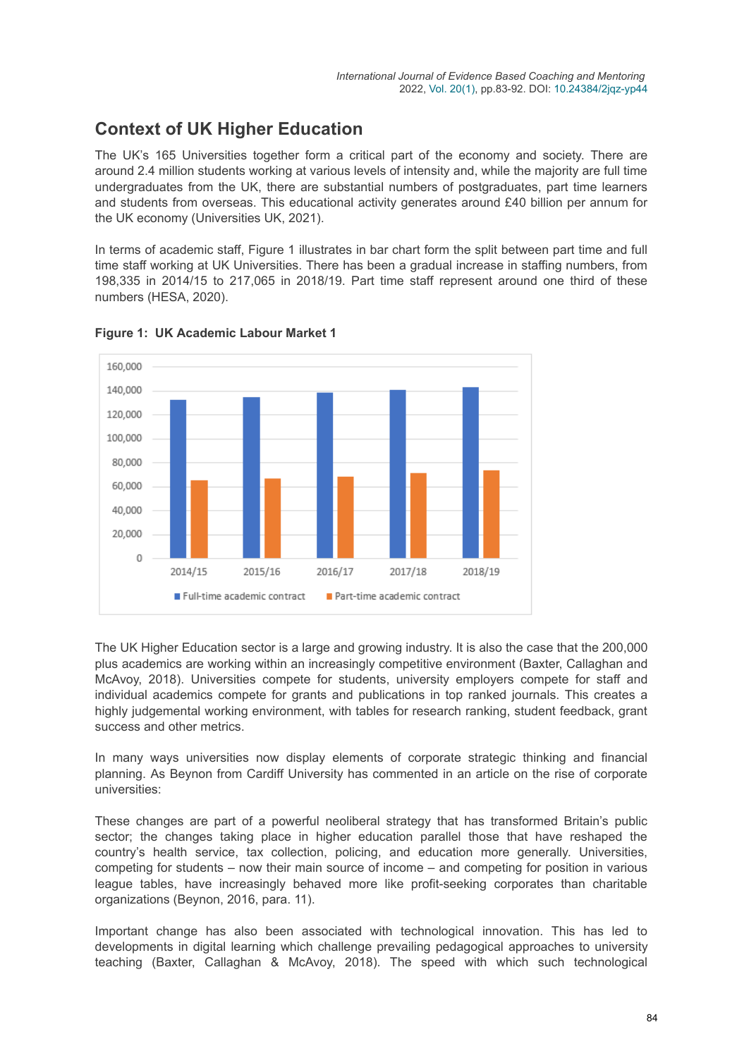## Context of UK Higher Education

The UK's 165 Universities together form a critical part of the economy and society. There are around 2.4 million students working at various levels of intensity and, while the majority are full time undergraduates from the UK, there are substantial numbers of postgraduates, part time learners and students from overseas. This educational activity generates around £40 billion per annum for the UK economy (Universities UK, 2021).

In terms of academic staff, Figure 1 illustrates in bar chart form the split between part time and full time staff working at UK Universities. There has been a gradual increase in staffing numbers, from 198,335 in 2014/15 to 217,065 in 2018/19. Part time staff represent around one third of these numbers (HESA, 2020).

**Figure 1: UK Academic Labour Market 1**

The UK Higher Education sector is a large and growing industry. It is also the case that the 200,000 plus academics are working within an increasingly competitive environment (Baxter, Callaghan and McAvoy, 2018). Universities compete for students, university employers compete for staff and individual academics compete for grants and publications in top ranked journals. This creates a highly judgemental working environment, with tables for research ranking, student feedback, grant success and other metrics.

In many ways universities now display elements of corporate strategic thinking and financial planning. As Beynon from Cardiff University has commented in an article on the rise of corporate universities:

These changes are part of a powerful neoliberal strategy that has transformed Britain's public sector; the changes taking place in higher education parallel those that have reshaped the country's health service, tax collection, policing, and education more generally. Universities, competing for students – now their main source of income – and competing for position in various league tables, have increasingly behaved more like profit-seeking corporates than charitable organizations (Beynon, 2016, para. 11).

Important change has also been associated with technological innovation. This has led to developments in digital learning which challenge prevailing pedagogical approaches to university teaching (Baxter, Callaghan & McAvoy, 2018). The speed with which such technological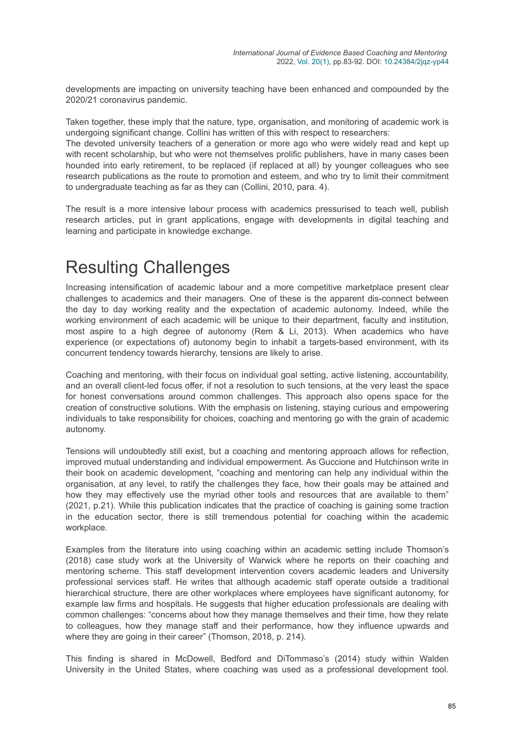developments are impacting on university teaching have been enhanced and compounded by the 2020/21 coronavirus pandemic.

Taken together, these imply that the nature, type, organisation, and monitoring of academic work is undergoing significant change. Collini has written of this with respect to researchers:

The devoted university teachers of a generation or more ago who were widely read and kept up with recent scholarship, but who were not themselves prolific publishers, have in many cases been hounded into early retirement, to be replaced (if replaced at all) by younger colleagues who see research publications as the route to promotion and esteem, and who try to limit their commitment to undergraduate teaching as far as they can (Collini, 2010, para. 4).

The result is a more intensive labour process with academics pressurised to teach well, publish research articles, put in grant applications, engage with developments in digital teaching and learning and participate in knowledge exchange.

# Resulting Challenges

Increasing intensification of academic labour and a more competitive marketplace present clear challenges to academics and their managers. One of these is the apparent dis-connect between the day to day working reality and the expectation of academic autonomy. Indeed, while the working environment of each academic will be unique to their department, faculty and institution, most aspire to a high degree of autonomy (Rem & Li, 2013). When academics who have experience (or expectations of) autonomy begin to inhabit a targets-based environment, with its concurrent tendency towards hierarchy, tensions are likely to arise.

Coaching and mentoring, with their focus on individual goal setting, active listening, accountability, and an overall client-led focus offer, if not a resolution to such tensions, at the very least the space for honest conversations around common challenges. This approach also opens space for the creation of constructive solutions. With the emphasis on listening, staying curious and empowering individuals to take responsibility for choices, coaching and mentoring go with the grain of academic autonomy.

Tensions will undoubtedly still exist, but a coaching and mentoring approach allows for reflection, improved mutual understanding and individual empowerment. As Guccione and Hutchinson write in their book on academic development, “coaching and mentoring can help any individual within the organisation, at any level, to ratify the challenges they face, how their goals may be attained and how they may effectively use the myriad other tools and resources that are available to them” (2021, p.21). While this publication indicates that the practice of coaching is gaining some traction in the education sector, there is still tremendous potential for coaching within the academic workplace.

Examples from the literature into using coaching within an academic setting include Thomson’s (2018) case study work at the University of Warwick where he reports on their coaching and mentoring scheme. This staff development intervention covers academic leaders and University professional services staff. He writes that although academic staff operate outside a traditional hierarchical structure, there are other workplaces where employees have significant autonomy, for example law firms and hospitals. He suggests that higher education professionals are dealing with common challenges: “concerns about how they manage themselves and their time, how they relate to colleagues, how they manage staff and their performance, how they influence upwards and where they are going in their career” (Thomson, 2018, p. 214).

This finding is shared in McDowell, Bedford and DiTommaso’s (2014) study within Walden University in the United States, where coaching was used as a professional development tool.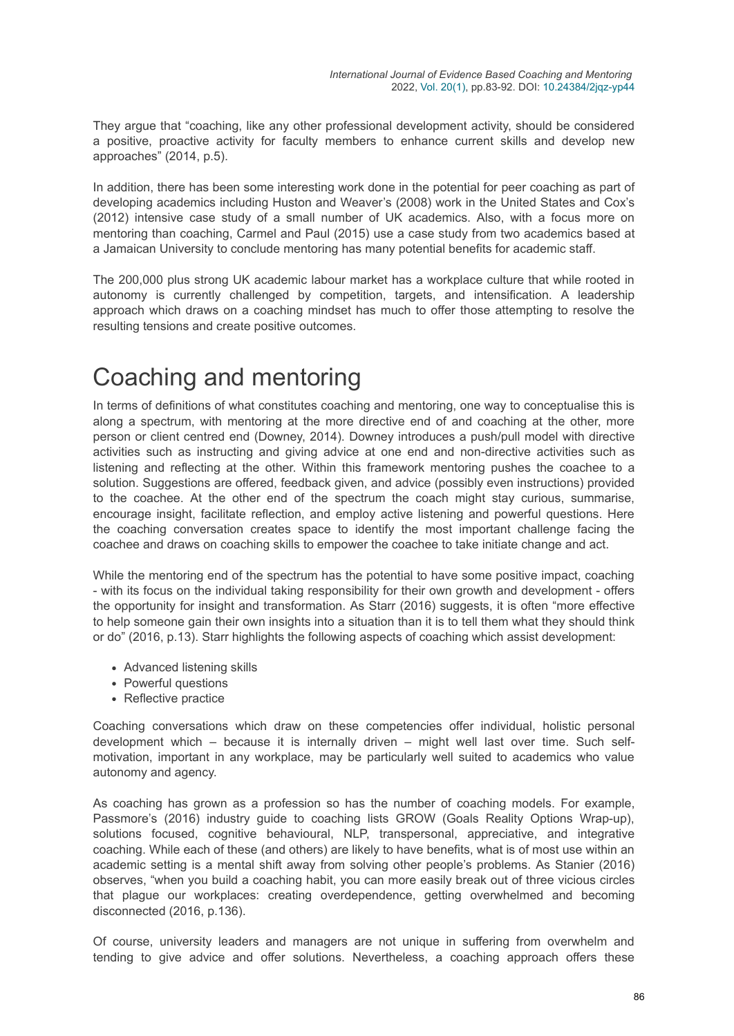They argue that "coaching, like any other professional development activity, should be considered a positive, proactive activity for faculty members to enhance current skills and develop new approaches" (2014, p.5).

In addition, there has been some interesting work done in the potential for peer coaching as part of developing academics including Huston and Weaver's (2008) work in the United States and Cox's (2012) intensive case study of a small number of UK academics. Also, with a focus more on mentoring than coaching, Carmel and Paul (2015) use a case study from two academics based at a Jamaican University to conclude mentoring has many potential benefits for academic staff.

The 200,000 plus strong UK academic labour market has a workplace culture that while rooted in autonomy is currently challenged by competition, targets, and intensification. A leadership approach which draws on a coaching mindset has much to offer those attempting to resolve the resulting tensions and create positive outcomes.

# Coaching and mentoring

In terms of definitions of what constitutes coaching and mentoring, one way to conceptualise this is along a spectrum, with mentoring at the more directive end of and coaching at the other, more person or client centred end (Downey, 2014). Downey introduces a push/pull model with directive activities such as instructing and giving advice at one end and non-directive activities such as listening and reflecting at the other. Within this framework mentoring pushes the coachee to a solution. Suggestions are offered, feedback given, and advice (possibly even instructions) provided to the coachee. At the other end of the spectrum the coach might stay curious, summarise, encourage insight, facilitate reflection, and employ active listening and powerful questions. Here the coaching conversation creates space to identify the most important challenge facing the coachee and draws on coaching skills to empower the coachee to take initiate change and act.

While the mentoring end of the spectrum has the potential to have some positive impact, coaching - with its focus on the individual taking responsibility for their own growth and development - offers the opportunity for insight and transformation. As Starr (2016) suggests, it is often "more effective to help someone gain their own insights into a situation than it is to tell them what they should think or do" (2016, p.13). Starr highlights the following aspects of coaching which assist development:

- Advanced listening skills
- Powerful questions
- Reflective practice

Coaching conversations which draw on these competencies offer individual, holistic personal development which – because it is internally driven – might well last over time. Such self-motivation, important in any workplace, may be particularly well suited to academics who value autonomy and agency.

As coaching has grown as a profession so has the number of coaching models. For example, Passmore's (2016) industry guide to coaching lists GROW (Goals Reality Options Wrap-up), solutions focused, cognitive behavioural, NLP, transpersonal, appreciative, and integrative coaching. While each of these (and others) are likely to have benefits, what is of most use within an academic setting is a mental shift away from solving other people's problems. As Stanier (2016) observes, "when you build a coaching habit, you can more easily break out of three vicious circles that plague our workplaces: creating overdependence, getting overwhelmed and becoming disconnected (2016, p.136).

Of course, university leaders and managers are not unique in suffering from overwhelm and tending to give advice and offer solutions. Nevertheless, a coaching approach offers these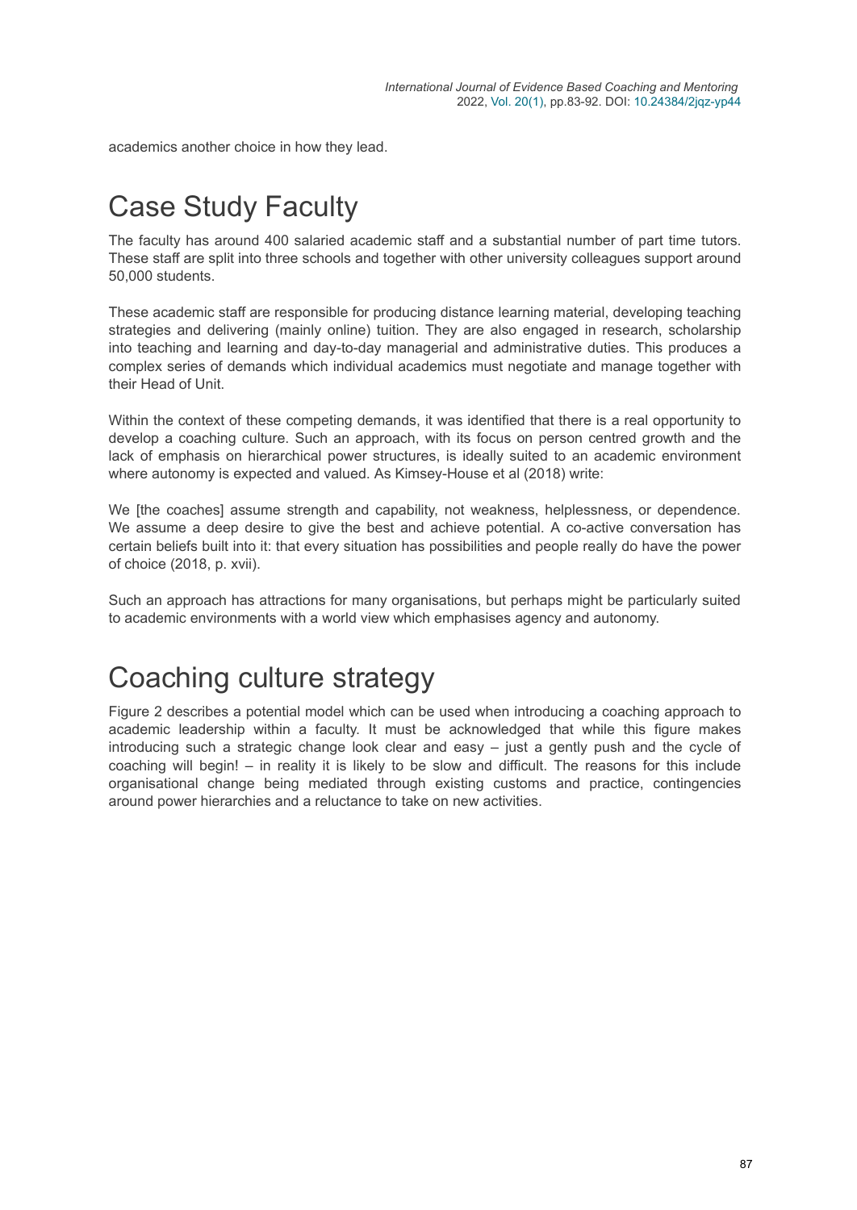academics another choice in how they lead.

## Case Study Faculty

The faculty has around 400 salaried academic staff and a substantial number of part time tutors. These staff are split into three schools and together with other university colleagues support around 50,000 students.

These academic staff are responsible for producing distance learning material, developing teaching strategies and delivering (mainly online) tuition. They are also engaged in research, scholarship into teaching and learning and day-to-day managerial and administrative duties. This produces a complex series of demands which individual academics must negotiate and manage together with their Head of Unit.

Within the context of these competing demands, it was identified that there is a real opportunity to develop a coaching culture. Such an approach, with its focus on person centred growth and the lack of emphasis on hierarchical power structures, is ideally suited to an academic environment where autonomy is expected and valued. As Kimsey-House et al (2018) write:

We [the coaches] assume strength and capability, not weakness, helplessness, or dependence. We assume a deep desire to give the best and achieve potential. A co-active conversation has certain beliefs built into it: that every situation has possibilities and people really do have the power of choice (2018, p. xvii).

Such an approach has attractions for many organisations, but perhaps might be particularly suited to academic environments with a world view which emphasises agency and autonomy.

## Coaching culture strategy

Figure 2 describes a potential model which can be used when introducing a coaching approach to academic leadership within a faculty. It must be acknowledged that while this figure makes introducing such a strategic change look clear and easy – just a gently push and the cycle of coaching will begin! – in reality it is likely to be slow and difficult. The reasons for this include organisational change being mediated through existing customs and practice, contingencies around power hierarchies and a reluctance to take on new activities.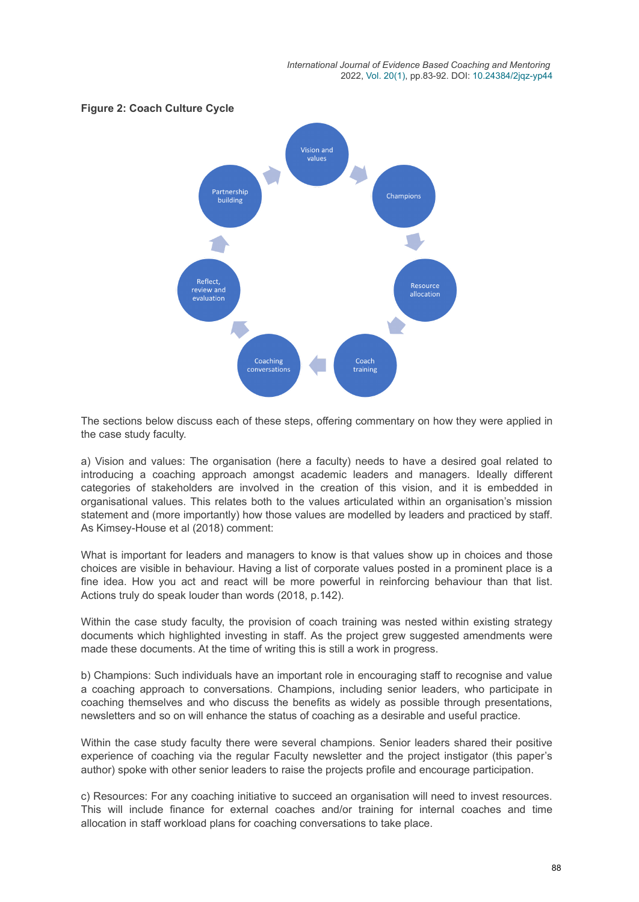**Figure 2: Coach Culture Cycle**

The sections below discuss each of these steps, offering commentary on how they were applied in the case study faculty.

a) Vision and values: The organisation (here a faculty) needs to have a desired goal related to introducing a coaching approach amongst academic leaders and managers. Ideally different categories of stakeholders are involved in the creation of this vision, and it is embedded in organisational values. This relates both to the values articulated within an organisation's mission statement and (more importantly) how those values are modelled by leaders and practiced by staff. As Kimsey-House et al (2018) comment:

What is important for leaders and managers to know is that values show up in choices and those choices are visible in behaviour. Having a list of corporate values posted in a prominent place is a fine idea. How you act and react will be more powerful in reinforcing behaviour than that list. Actions truly do speak louder than words (2018, p.142).

Within the case study faculty, the provision of coach training was nested within existing strategy documents which highlighted investing in staff. As the project grew suggested amendments were made these documents. At the time of writing this is still a work in progress.

b) Champions: Such individuals have an important role in encouraging staff to recognise and value a coaching approach to conversations. Champions, including senior leaders, who participate in coaching themselves and who discuss the benefits as widely as possible through presentations, newsletters and so on will enhance the status of coaching as a desirable and useful practice.

Within the case study faculty there were several champions. Senior leaders shared their positive experience of coaching via the regular Faculty newsletter and the project instigator (this paper's author) spoke with other senior leaders to raise the projects profile and encourage participation.

c) Resources: For any coaching initiative to succeed an organisation will need to invest resources. This will include finance for external coaches and/or training for internal coaches and time allocation in staff workload plans for coaching conversations to take place.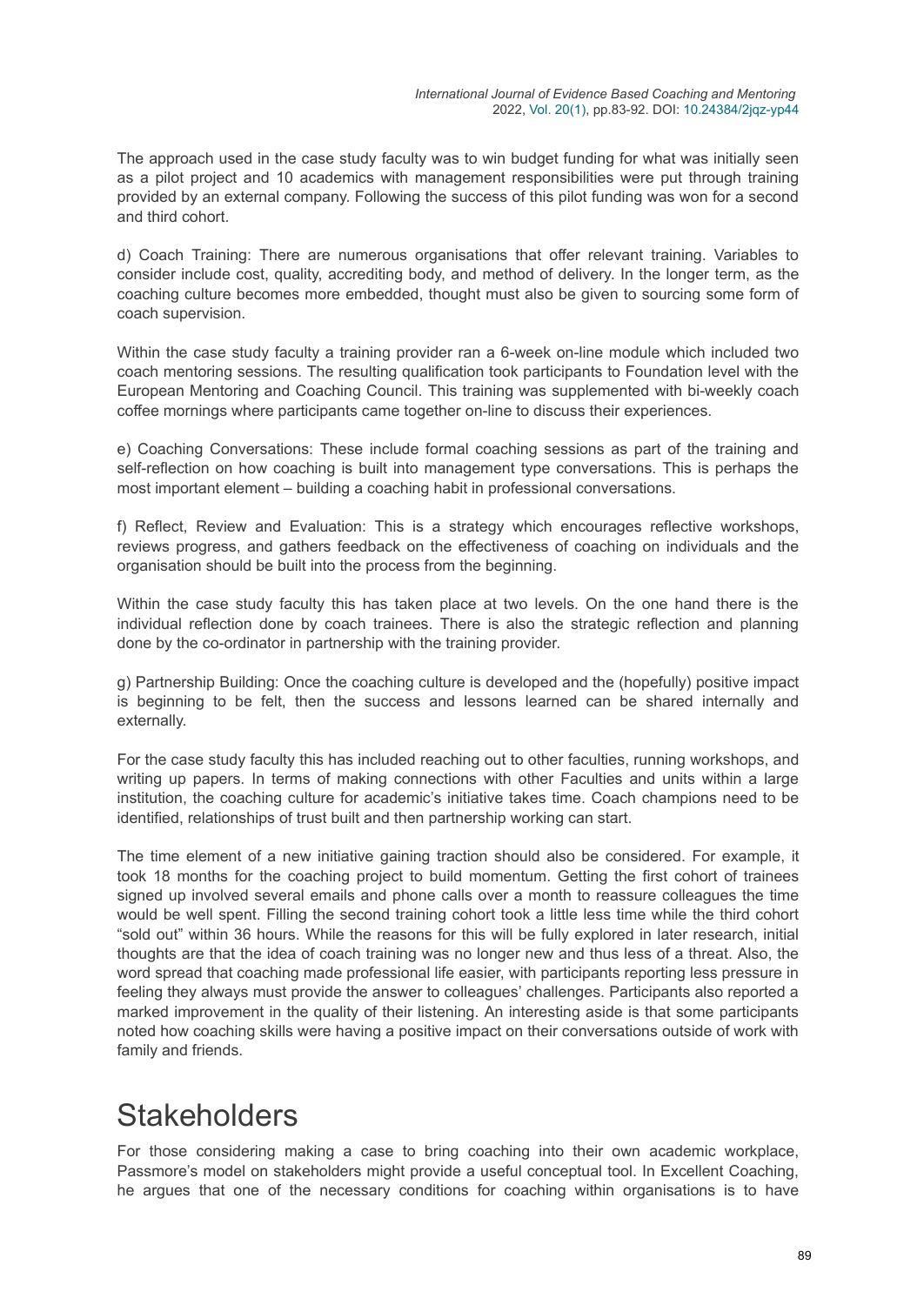The approach used in the case study faculty was to win budget funding for what was initially seen as a pilot project and 10 academics with management responsibilities were put through training provided by an external company. Following the success of this pilot funding was won for a second and third cohort.

d) Coach Training: There are numerous organisations that offer relevant training. Variables to consider include cost, quality, accrediting body, and method of delivery. In the longer term, as the coaching culture becomes more embedded, thought must also be given to sourcing some form of coach supervision.

Within the case study faculty a training provider ran a 6-week on-line module which included two coach mentoring sessions. The resulting qualification took participants to Foundation level with the European Mentoring and Coaching Council. This training was supplemented with bi-weekly coach coffee mornings where participants came together on-line to discuss their experiences.

e) Coaching Conversations: These include formal coaching sessions as part of the training and self-reflection on how coaching is built into management type conversations. This is perhaps the most important element – building a coaching habit in professional conversations.

f) Reflect, Review and Evaluation: This is a strategy which encourages reflective workshops, reviews progress, and gathers feedback on the effectiveness of coaching on individuals and the organisation should be built into the process from the beginning.

Within the case study faculty this has taken place at two levels. On the one hand there is the individual reflection done by coach trainees. There is also the strategic reflection and planning done by the co-ordinator in partnership with the training provider.

g) Partnership Building: Once the coaching culture is developed and the (hopefully) positive impact is beginning to be felt, then the success and lessons learned can be shared internally and externally.

For the case study faculty this has included reaching out to other faculties, running workshops, and writing up papers. In terms of making connections with other Faculties and units within a large institution, the coaching culture for academic's initiative takes time. Coach champions need to be identified, relationships of trust built and then partnership working can start.

The time element of a new initiative gaining traction should also be considered. For example, it took 18 months for the coaching project to build momentum. Getting the first cohort of trainees signed up involved several emails and phone calls over a month to reassure colleagues the time would be well spent. Filling the second training cohort took a little less time while the third cohort "sold out" within 36 hours. While the reasons for this will be fully explored in later research, initial thoughts are that the idea of coach training was no longer new and thus less of a threat. Also, the word spread that coaching made professional life easier, with participants reporting less pressure in feeling they always must provide the answer to colleagues' challenges. Participants also reported a marked improvement in the quality of their listening. An interesting aside is that some participants noted how coaching skills were having a positive impact on their conversations outside of work with family and friends.

# Stakeholders

For those considering making a case to bring coaching into their own academic workplace, Passmore's model on stakeholders might provide a useful conceptual tool. In Excellent Coaching, he argues that one of the necessary conditions for coaching within organisations is to have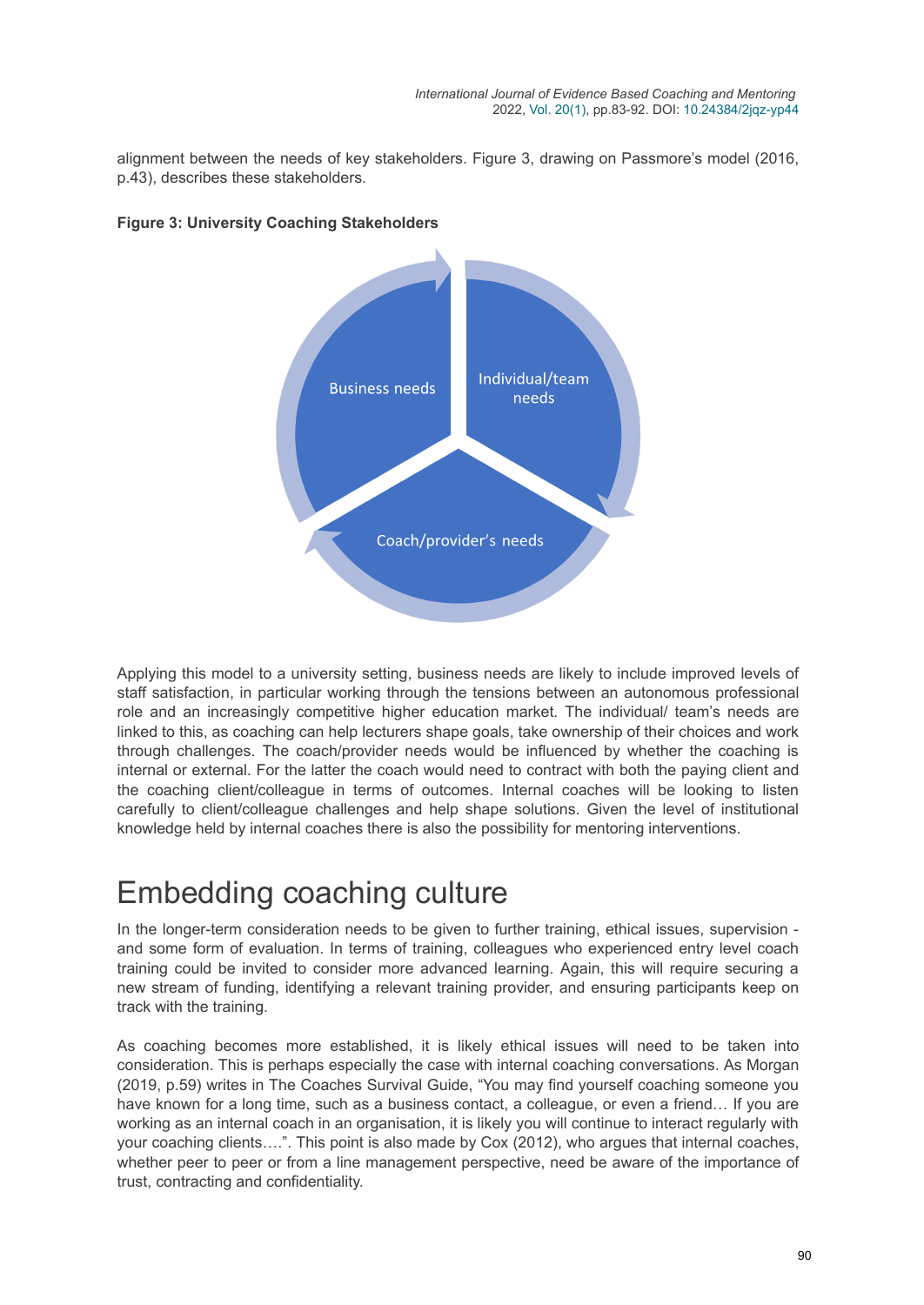alignment between the needs of key stakeholders. Figure 3, drawing on Passmore's model (2016, p.43), describes these stakeholders.

**Figure 3: University Coaching Stakeholders**

Business needs

Individual/team needs

Coach/provider's needs

Applying this model to a university setting, business needs are likely to include improved levels of staff satisfaction, in particular working through the tensions between an autonomous professional role and an increasingly competitive higher education market. The individual/ team's needs are linked to this, as coaching can help lecturers shape goals, take ownership of their choices and work through challenges. The coach/provider needs would be influenced by whether the coaching is internal or external. For the latter the coach would need to contract with both the paying client and the coaching client/colleague in terms of outcomes. Internal coaches will be looking to listen carefully to client/colleague challenges and help shape solutions. Given the level of institutional knowledge held by internal coaches there is also the possibility for mentoring interventions.

# Embedding coaching culture

In the longer-term consideration needs to be given to further training, ethical issues, supervision - and some form of evaluation. In terms of training, colleagues who experienced entry level coach training could be invited to consider more advanced learning. Again, this will require securing a new stream of funding, identifying a relevant training provider, and ensuring participants keep on track with the training.

As coaching becomes more established, it is likely ethical issues will need to be taken into consideration. This is perhaps especially the case with internal coaching conversations. As Morgan (2019, p.59) writes in The Coaches Survival Guide, "You may find yourself coaching someone you have known for a long time, such as a business contact, a colleague, or even a friend… If you are working as an internal coach in an organisation, it is likely you will continue to interact regularly with your coaching clients….". This point is also made by Cox (2012), who argues that internal coaches, whether peer to peer or from a line management perspective, need be aware of the importance of trust, contracting and confidentiality.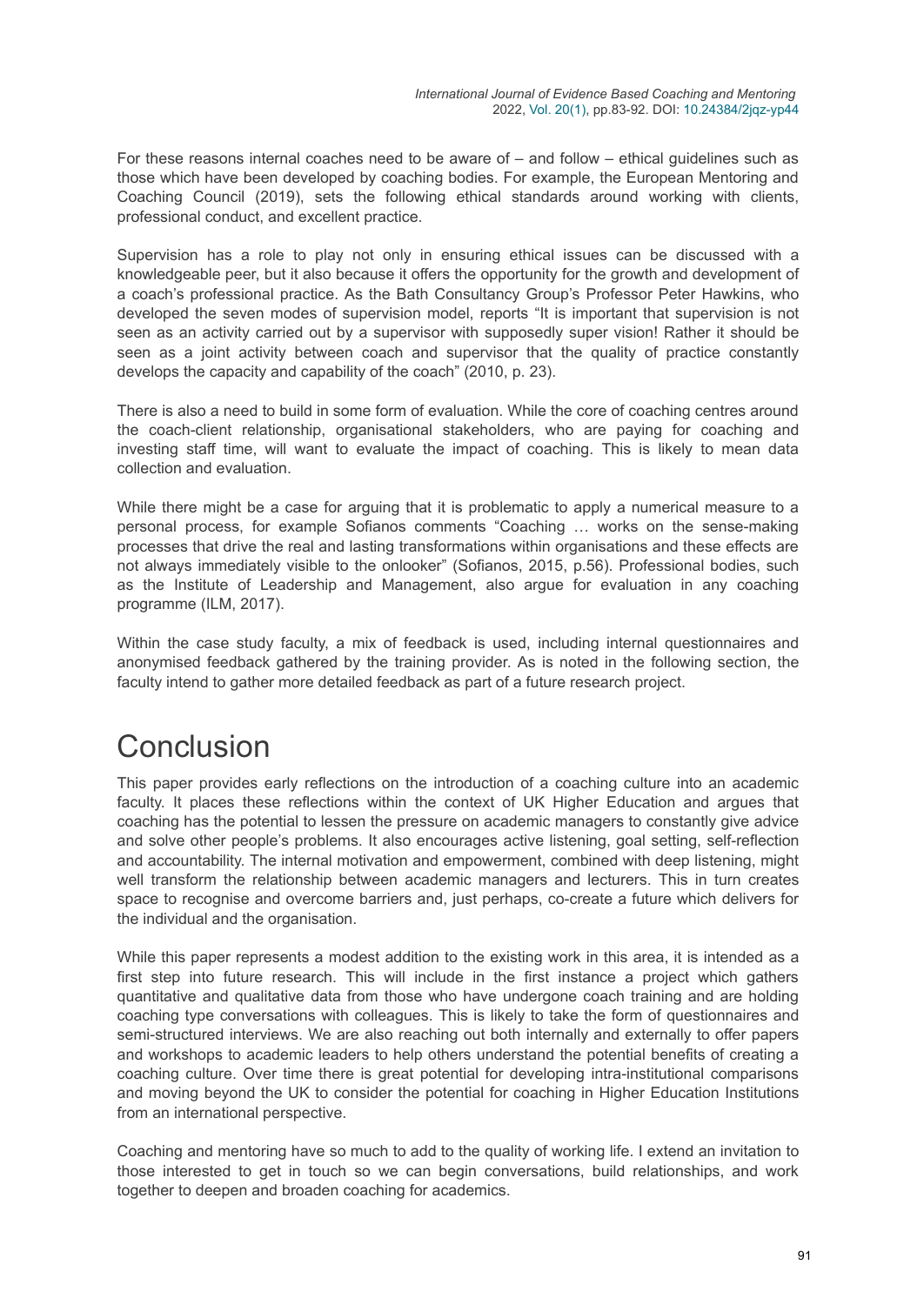For these reasons internal coaches need to be aware of – and follow – ethical guidelines such as those which have been developed by coaching bodies. For example, the European Mentoring and Coaching Council (2019), sets the following ethical standards around working with clients, professional conduct, and excellent practice.

Supervision has a role to play not only in ensuring ethical issues can be discussed with a knowledgeable peer, but it also because it offers the opportunity for the growth and development of a coach's professional practice. As the Bath Consultancy Group's Professor Peter Hawkins, who developed the seven modes of supervision model, reports "It is important that supervision is not seen as an activity carried out by a supervisor with supposedly super vision! Rather it should be seen as a joint activity between coach and supervisor that the quality of practice constantly develops the capacity and capability of the coach" (2010, p. 23).

There is also a need to build in some form of evaluation. While the core of coaching centres around the coach-client relationship, organisational stakeholders, who are paying for coaching and investing staff time, will want to evaluate the impact of coaching. This is likely to mean data collection and evaluation.

While there might be a case for arguing that it is problematic to apply a numerical measure to a personal process, for example Sofianos comments "Coaching … works on the sense-making processes that drive the real and lasting transformations within organisations and these effects are not always immediately visible to the onlooker" (Sofianos, 2015, p.56). Professional bodies, such as the Institute of Leadership and Management, also argue for evaluation in any coaching programme (ILM, 2017).

Within the case study faculty, a mix of feedback is used, including internal questionnaires and anonymised feedback gathered by the training provider. As is noted in the following section, the faculty intend to gather more detailed feedback as part of a future research project.

# Conclusion

This paper provides early reflections on the introduction of a coaching culture into an academic faculty. It places these reflections within the context of UK Higher Education and argues that coaching has the potential to lessen the pressure on academic managers to constantly give advice and solve other people's problems. It also encourages active listening, goal setting, self-reflection and accountability. The internal motivation and empowerment, combined with deep listening, might well transform the relationship between academic managers and lecturers. This in turn creates space to recognise and overcome barriers and, just perhaps, co-create a future which delivers for the individual and the organisation.

While this paper represents a modest addition to the existing work in this area, it is intended as a first step into future research. This will include in the first instance a project which gathers quantitative and qualitative data from those who have undergone coach training and are holding coaching type conversations with colleagues. This is likely to take the form of questionnaires and semi-structured interviews. We are also reaching out both internally and externally to offer papers and workshops to academic leaders to help others understand the potential benefits of creating a coaching culture. Over time there is great potential for developing intra-institutional comparisons and moving beyond the UK to consider the potential for coaching in Higher Education Institutions from an international perspective.

Coaching and mentoring have so much to add to the quality of working life. I extend an invitation to those interested to get in touch so we can begin conversations, build relationships, and work together to deepen and broaden coaching for academics.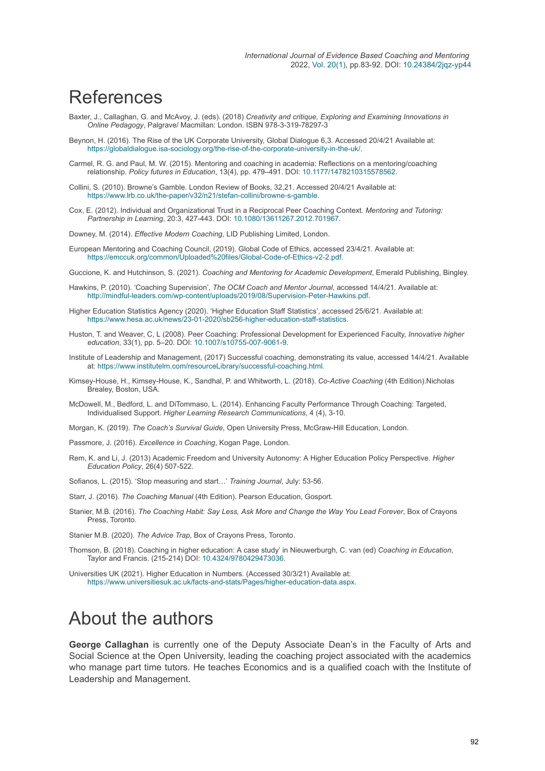# References

Baxter, J., Callaghan, G. and McAvoy, J. (eds). (2018) *Creativity and critique, Exploring and Examining Innovations in Online Pedagogy*, Palgrave/ Macmillan: London. ISBN 978-3-319-78297-3

Beynon, H. (2016). The Rise of the UK Corporate University, Global Dialogue 6,3. Accessed 20/4/21 Available at: https://globaldialogue.isa-sociology.org/the-rise-of-the-corporate-university-in-the-uk/.

Carmel, R. G. and Paul, M. W. (2015). Mentoring and coaching in academia: Reflections on a mentoring/coaching relationship. *Policy futures in Education*, 13(4), pp. 479–491. DOI: 10.1177/1478210315578562.

Collini, S. (2010). Browne's Gamble. London Review of Books, 32,21. Accessed 20/4/21 Available at: https://www.lrb.co.uk/the-paper/v32/n21/stefan-collini/browne-s-gamble.

Cox, E. (2012). Individual and Organizational Trust in a Reciprocal Peer Coaching Context. *Mentoring and Tutoring: Partnership in Learning*, 20:3, 427-443. DOI: 10.1080/13611267.2012.701967.

Downey, M. (2014). *Effective Modern Coaching*, LID Publishing Limited, London.

European Mentoring and Coaching Council, (2019). Global Code of Ethics, accessed 23/4/21. Available at: https://emccuk.org/common/Uploaded%20files/Global-Code-of-Ethics-v2-2.pdf.

Guccione, K. and Hutchinson, S. (2021). *Coaching and Mentoring for Academic Development*, Emerald Publishing, Bingley.

Hawkins, P. (2010). 'Coaching Supervision', *The OCM Coach and Mentor Journal*, accessed 14/4/21. Available at: http://mindful-leaders.com/wp-content/uploads/2019/08/Supervision-Peter-Hawkins.pdf.

Higher Education Statistics Agency (2020). 'Higher Education Staff Statistics', accessed 25/6/21. Available at: https://www.hesa.ac.uk/news/23-01-2020/sb256-higher-education-staff-statistics.

Huston, T. and Weaver, C, L (2008). Peer Coaching: Professional Development for Experienced Faculty, *Innovative higher education*, 33(1), pp. 5–20. DOI: 10.1007/s10755-007-9061-9.

Institute of Leadership and Management, (2017) Successful coaching, demonstrating its value, accessed 14/4/21. Available at: https://www.institutelm.com/resourceLibrary/successful-coaching.html.

Kimsey-House, H., Kimsey-House, K., Sandhal, P. and Whitworth, L. (2018). *Co-Active Coaching* (4th Edition).Nicholas Brealey, Boston, USA.

McDowell, M., Bedford, L. and DiTommaso, L. (2014). Enhancing Faculty Performance Through Coaching: Targeted, Individualised Support. *Higher Learning Research Communications*, 4 (4), 3-10.

Morgan, K. (2019). *The Coach's Survival Guide*, Open University Press, McGraw-Hill Education, London.

Passmore, J. (2016). *Excellence in Coaching*, Kogan Page, London.

Rem, K. and Li, J. (2013) Academic Freedom and University Autonomy: A Higher Education Policy Perspective. *Higher Education Policy*, 26(4) 507-522.

Sofianos, L. (2015). 'Stop measuring and start…' *Training Journal*, July: 53-56.

Starr, J. (2016). *The Coaching Manual* (4th Edition). Pearson Education, Gosport.

Stanier, M.B. (2016). *The Coaching Habit: Say Less, Ask More and Change the Way You Lead Forever*, Box of Crayons Press, Toronto.

Stanier M.B. (2020). *The Advice Trap*, Box of Crayons Press, Toronto.

Thomson, B. (2018). Coaching in higher education: A case study' in Nieuwerburgh, C. van (ed) *Coaching in Education*, Taylor and Francis. (215-214) DOI: 10.4324/9780429473036.

Universities UK (2021). Higher Education in Numbers. (Accessed 30/3/21) Available at: https://www.universitiesuk.ac.uk/facts-and-stats/Pages/higher-education-data.aspx.

# About the authors

**George Callaghan** is currently one of the Deputy Associate Dean's in the Faculty of Arts and Social Science at the Open University, leading the coaching project associated with the academics who manage part time tutors. He teaches Economics and is a qualified coach with the Institute of Leadership and Management.